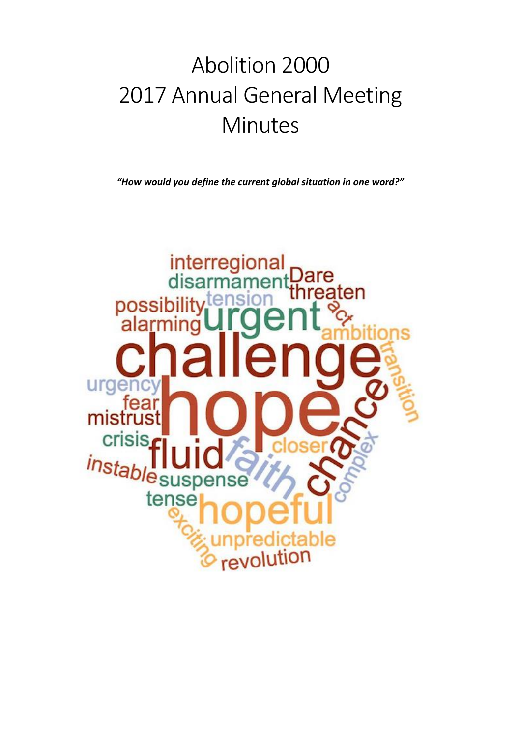# Abolition 2000
# 2017 Annual General Meeting
# Minutes

***"How would you define the current global situation in one word?"***

interregional disarmament Dare threaten possibility tension urgent act alarming ambitions challenge transition urgency fear mistrust hope chance crisis fluid faith closer complex instable suspense tense hopeful exciting unpredictable revolution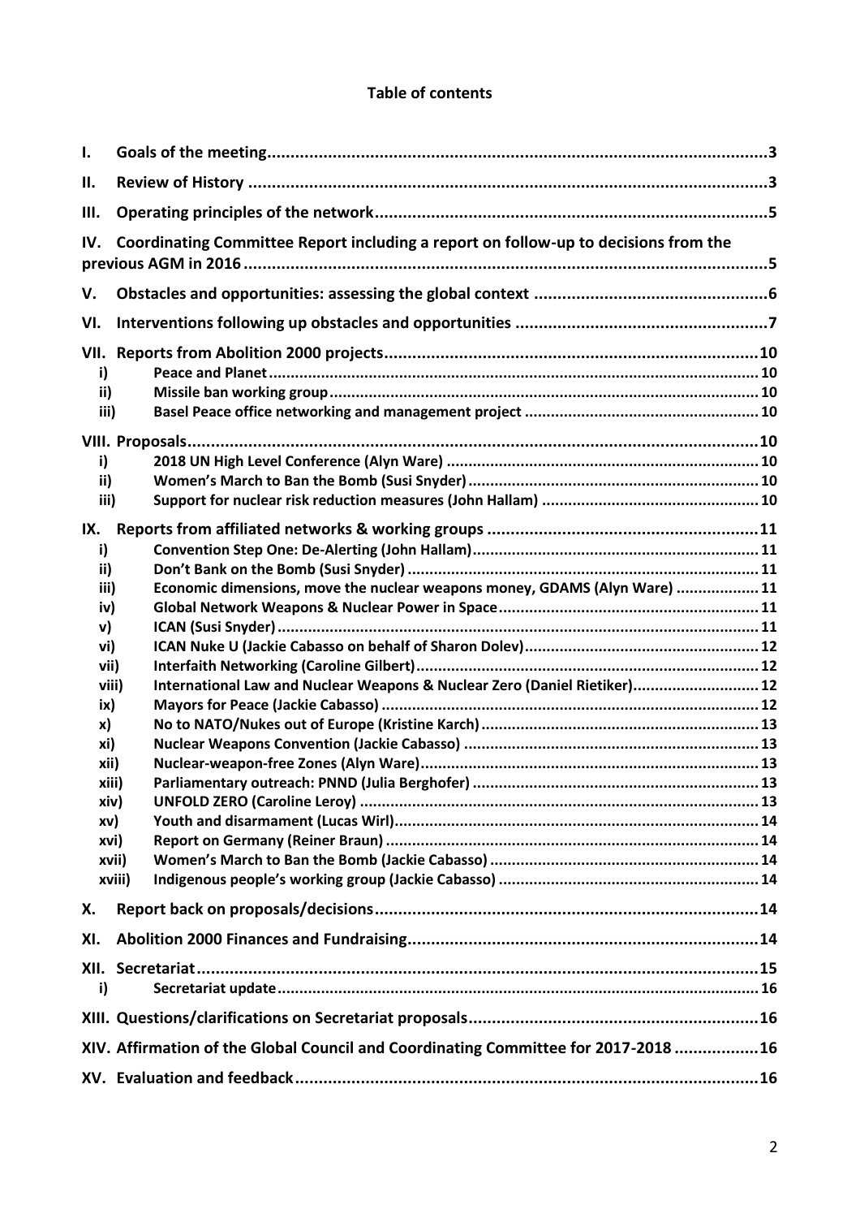**Table of contents**

- I. Goals of the meeting ... 3
- II. Review of History ... 3
- III. Operating principles of the network ... 5
- IV. Coordinating Committee Report including a report on follow-up to decisions from the previous AGM in 2016 ... 5
- V. Obstacles and opportunities: assessing the global context ... 6
- VI. Interventions following up obstacles and opportunities ... 7
- VII. Reports from Abolition 2000 projects ... 10
  - i) Peace and Planet ... 10
  - ii) Missile ban working group ... 10
  - iii) Basel Peace office networking and management project ... 10
- VIII. Proposals ... 10
  - i) 2018 UN High Level Conference (Alyn Ware) ... 10
  - ii) Women's March to Ban the Bomb (Susi Snyder) ... 10
  - iii) Support for nuclear risk reduction measures (John Hallam) ... 10
- IX. Reports from affiliated networks & working groups ... 11
  - i) Convention Step One: De-Alerting (John Hallam) ... 11
  - ii) Don't Bank on the Bomb (Susi Snyder) ... 11
  - iii) Economic dimensions, move the nuclear weapons money, GDAMS (Alyn Ware) ... 11
  - iv) Global Network Weapons & Nuclear Power in Space ... 11
  - v) ICAN (Susi Snyder) ... 11
  - vi) ICAN Nuke U (Jackie Cabasso on behalf of Sharon Dolev) ... 12
  - vii) Interfaith Networking (Caroline Gilbert) ... 12
  - viii) International Law and Nuclear Weapons & Nuclear Zero (Daniel Rietiker) ... 12
  - ix) Mayors for Peace (Jackie Cabasso) ... 12
  - x) No to NATO/Nukes out of Europe (Kristine Karch) ... 13
  - xi) Nuclear Weapons Convention (Jackie Cabasso) ... 13
  - xii) Nuclear-weapon-free Zones (Alyn Ware) ... 13
  - xiii) Parliamentary outreach: PNND (Julia Berghofer) ... 13
  - xiv) UNFOLD ZERO (Caroline Leroy) ... 13
  - xv) Youth and disarmament (Lucas Wirl) ... 14
  - xvi) Report on Germany (Reiner Braun) ... 14
  - xvii) Women's March to Ban the Bomb (Jackie Cabasso) ... 14
  - xviii) Indigenous people's working group (Jackie Cabasso) ... 14
- X. Report back on proposals/decisions ... 14
- XI. Abolition 2000 Finances and Fundraising ... 14
- XII. Secretariat ... 15
  - i) Secretariat update ... 16
- XIII. Questions/clarifications on Secretariat proposals ... 16
- XIV. Affirmation of the Global Council and Coordinating Committee for 2017-2018 ... 16
- XV. Evaluation and feedback ... 16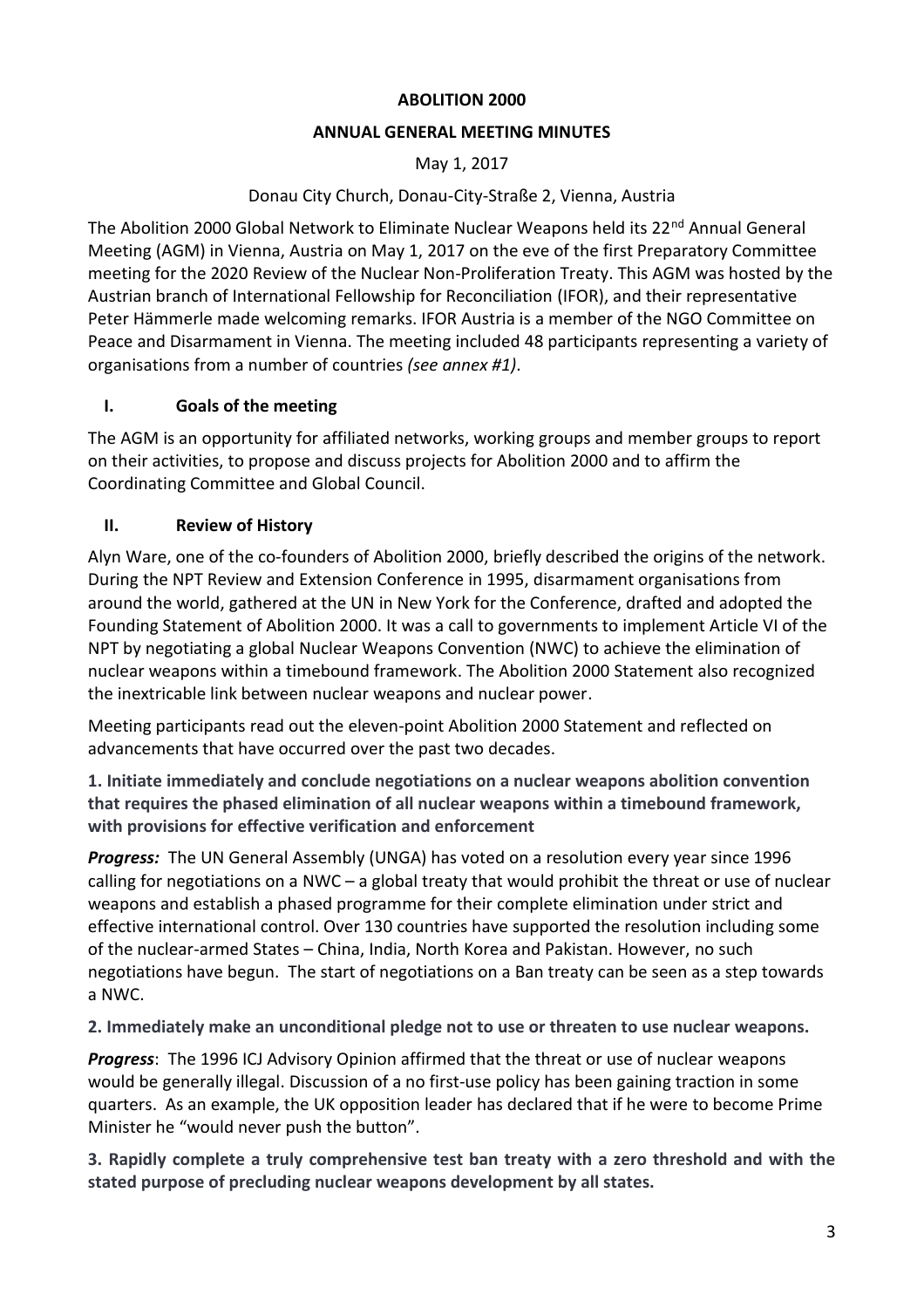**ABOLITION 2000**

**ANNUAL GENERAL MEETING MINUTES**

May 1, 2017

Donau City Church, Donau-City-Straße 2, Vienna, Austria

The Abolition 2000 Global Network to Eliminate Nuclear Weapons held its 22nd Annual General Meeting (AGM) in Vienna, Austria on May 1, 2017 on the eve of the first Preparatory Committee meeting for the 2020 Review of the Nuclear Non-Proliferation Treaty. This AGM was hosted by the Austrian branch of International Fellowship for Reconciliation (IFOR), and their representative Peter Hämmerle made welcoming remarks. IFOR Austria is a member of the NGO Committee on Peace and Disarmament in Vienna. The meeting included 48 participants representing a variety of organisations from a number of countries *(see annex #1)*.

## I. Goals of the meeting

The AGM is an opportunity for affiliated networks, working groups and member groups to report on their activities, to propose and discuss projects for Abolition 2000 and to affirm the Coordinating Committee and Global Council.

## II. Review of History

Alyn Ware, one of the co-founders of Abolition 2000, briefly described the origins of the network. During the NPT Review and Extension Conference in 1995, disarmament organisations from around the world, gathered at the UN in New York for the Conference, drafted and adopted the Founding Statement of Abolition 2000. It was a call to governments to implement Article VI of the NPT by negotiating a global Nuclear Weapons Convention (NWC) to achieve the elimination of nuclear weapons within a timebound framework. The Abolition 2000 Statement also recognized the inextricable link between nuclear weapons and nuclear power.

Meeting participants read out the eleven-point Abolition 2000 Statement and reflected on advancements that have occurred over the past two decades.

**1. Initiate immediately and conclude negotiations on a nuclear weapons abolition convention that requires the phased elimination of all nuclear weapons within a timebound framework, with provisions for effective verification and enforcement**

***Progress:*** The UN General Assembly (UNGA) has voted on a resolution every year since 1996 calling for negotiations on a NWC – a global treaty that would prohibit the threat or use of nuclear weapons and establish a phased programme for their complete elimination under strict and effective international control. Over 130 countries have supported the resolution including some of the nuclear-armed States – China, India, North Korea and Pakistan. However, no such negotiations have begun. The start of negotiations on a Ban treaty can be seen as a step towards a NWC.

**2. Immediately make an unconditional pledge not to use or threaten to use nuclear weapons.**

***Progress***: The 1996 ICJ Advisory Opinion affirmed that the threat or use of nuclear weapons would be generally illegal. Discussion of a no first-use policy has been gaining traction in some quarters. As an example, the UK opposition leader has declared that if he were to become Prime Minister he "would never push the button".

**3. Rapidly complete a truly comprehensive test ban treaty with a zero threshold and with the stated purpose of precluding nuclear weapons development by all states.**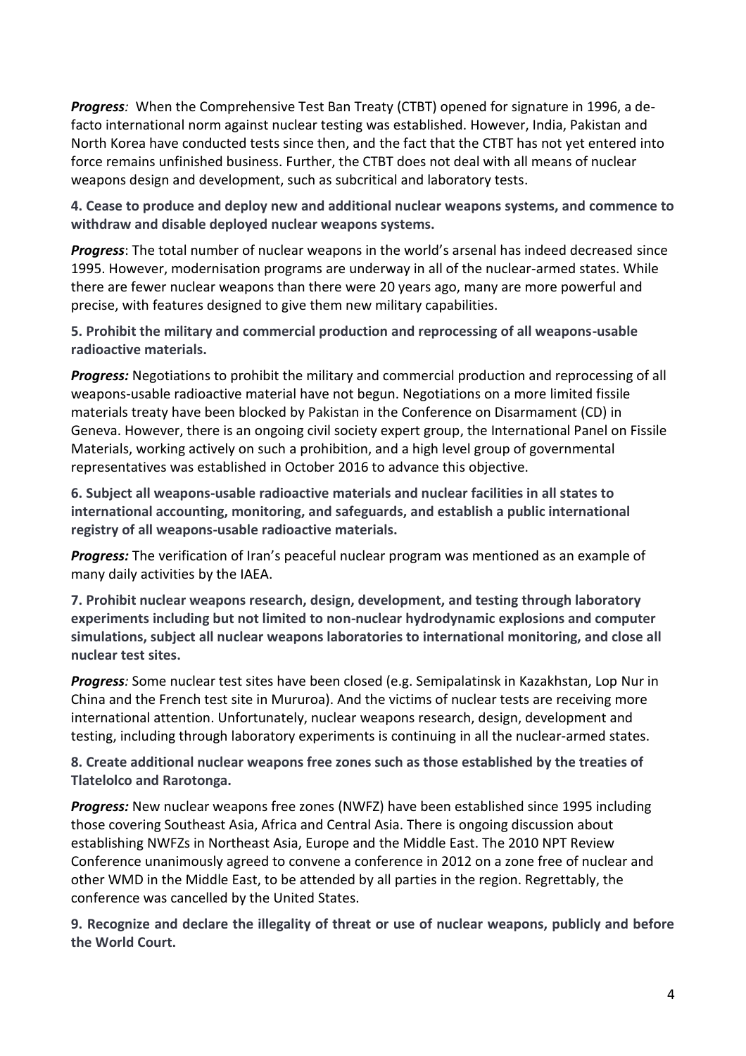***Progress**:* When the Comprehensive Test Ban Treaty (CTBT) opened for signature in 1996, a de-facto international norm against nuclear testing was established. However, India, Pakistan and North Korea have conducted tests since then, and the fact that the CTBT has not yet entered into force remains unfinished business. Further, the CTBT does not deal with all means of nuclear weapons design and development, such as subcritical and laboratory tests.

**4. Cease to produce and deploy new and additional nuclear weapons systems, and commence to withdraw and disable deployed nuclear weapons systems.**

***Progress***: The total number of nuclear weapons in the world's arsenal has indeed decreased since 1995. However, modernisation programs are underway in all of the nuclear-armed states. While there are fewer nuclear weapons than there were 20 years ago, many are more powerful and precise, with features designed to give them new military capabilities.

**5. Prohibit the military and commercial production and reprocessing of all weapons-usable radioactive materials.**

***Progress:*** Negotiations to prohibit the military and commercial production and reprocessing of all weapons-usable radioactive material have not begun. Negotiations on a more limited fissile materials treaty have been blocked by Pakistan in the Conference on Disarmament (CD) in Geneva. However, there is an ongoing civil society expert group, the International Panel on Fissile Materials, working actively on such a prohibition, and a high level group of governmental representatives was established in October 2016 to advance this objective.

**6. Subject all weapons-usable radioactive materials and nuclear facilities in all states to international accounting, monitoring, and safeguards, and establish a public international registry of all weapons-usable radioactive materials.**

***Progress:*** The verification of Iran's peaceful nuclear program was mentioned as an example of many daily activities by the IAEA.

**7. Prohibit nuclear weapons research, design, development, and testing through laboratory experiments including but not limited to non-nuclear hydrodynamic explosions and computer simulations, subject all nuclear weapons laboratories to international monitoring, and close all nuclear test sites.**

***Progress**:* Some nuclear test sites have been closed (e.g. Semipalatinsk in Kazakhstan, Lop Nur in China and the French test site in Mururoa). And the victims of nuclear tests are receiving more international attention. Unfortunately, nuclear weapons research, design, development and testing, including through laboratory experiments is continuing in all the nuclear-armed states.

**8. Create additional nuclear weapons free zones such as those established by the treaties of Tlatelolco and Rarotonga.**

***Progress:*** New nuclear weapons free zones (NWFZ) have been established since 1995 including those covering Southeast Asia, Africa and Central Asia. There is ongoing discussion about establishing NWFZs in Northeast Asia, Europe and the Middle East. The 2010 NPT Review Conference unanimously agreed to convene a conference in 2012 on a zone free of nuclear and other WMD in the Middle East, to be attended by all parties in the region. Regrettably, the conference was cancelled by the United States.

**9. Recognize and declare the illegality of threat or use of nuclear weapons, publicly and before the World Court.**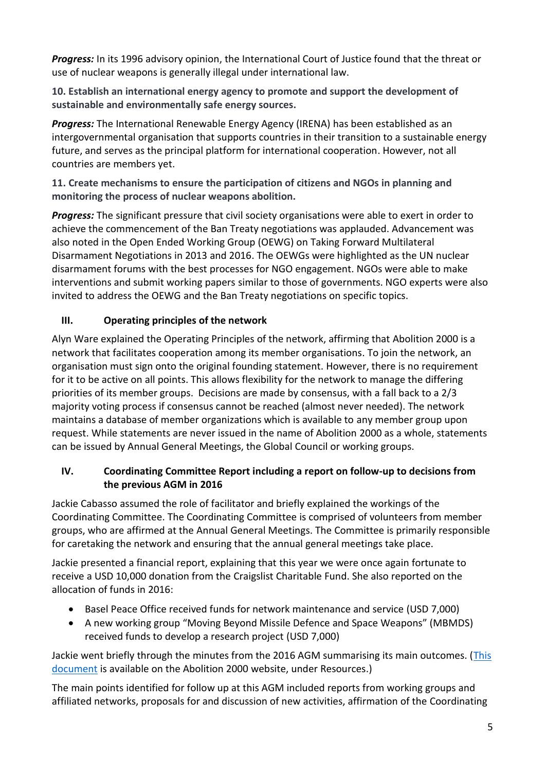***Progress:*** In its 1996 advisory opinion, the International Court of Justice found that the threat or use of nuclear weapons is generally illegal under international law.

**10. Establish an international energy agency to promote and support the development of sustainable and environmentally safe energy sources.**

***Progress:*** The International Renewable Energy Agency (IRENA) has been established as an intergovernmental organisation that supports countries in their transition to a sustainable energy future, and serves as the principal platform for international cooperation. However, not all countries are members yet.

**11. Create mechanisms to ensure the participation of citizens and NGOs in planning and monitoring the process of nuclear weapons abolition.**

***Progress:*** The significant pressure that civil society organisations were able to exert in order to achieve the commencement of the Ban Treaty negotiations was applauded. Advancement was also noted in the Open Ended Working Group (OEWG) on Taking Forward Multilateral Disarmament Negotiations in 2013 and 2016. The OEWGs were highlighted as the UN nuclear disarmament forums with the best processes for NGO engagement. NGOs were able to make interventions and submit working papers similar to those of governments. NGO experts were also invited to address the OEWG and the Ban Treaty negotiations on specific topics.

## III. Operating principles of the network

Alyn Ware explained the Operating Principles of the network, affirming that Abolition 2000 is a network that facilitates cooperation among its member organisations. To join the network, an organisation must sign onto the original founding statement. However, there is no requirement for it to be active on all points. This allows flexibility for the network to manage the differing priorities of its member groups. Decisions are made by consensus, with a fall back to a 2/3 majority voting process if consensus cannot be reached (almost never needed). The network maintains a database of member organizations which is available to any member group upon request. While statements are never issued in the name of Abolition 2000 as a whole, statements can be issued by Annual General Meetings, the Global Council or working groups.

## IV. Coordinating Committee Report including a report on follow-up to decisions from the previous AGM in 2016

Jackie Cabasso assumed the role of facilitator and briefly explained the workings of the Coordinating Committee. The Coordinating Committee is comprised of volunteers from member groups, who are affirmed at the Annual General Meetings. The Committee is primarily responsible for caretaking the network and ensuring that the annual general meetings take place.

Jackie presented a financial report, explaining that this year we were once again fortunate to receive a USD 10,000 donation from the Craigslist Charitable Fund. She also reported on the allocation of funds in 2016:

- Basel Peace Office received funds for network maintenance and service (USD 7,000)
- A new working group "Moving Beyond Missile Defence and Space Weapons" (MBMDS) received funds to develop a research project (USD 7,000)

Jackie went briefly through the minutes from the 2016 AGM summarising its main outcomes. (This document is available on the Abolition 2000 website, under Resources.)

The main points identified for follow up at this AGM included reports from working groups and affiliated networks, proposals for and discussion of new activities, affirmation of the Coordinating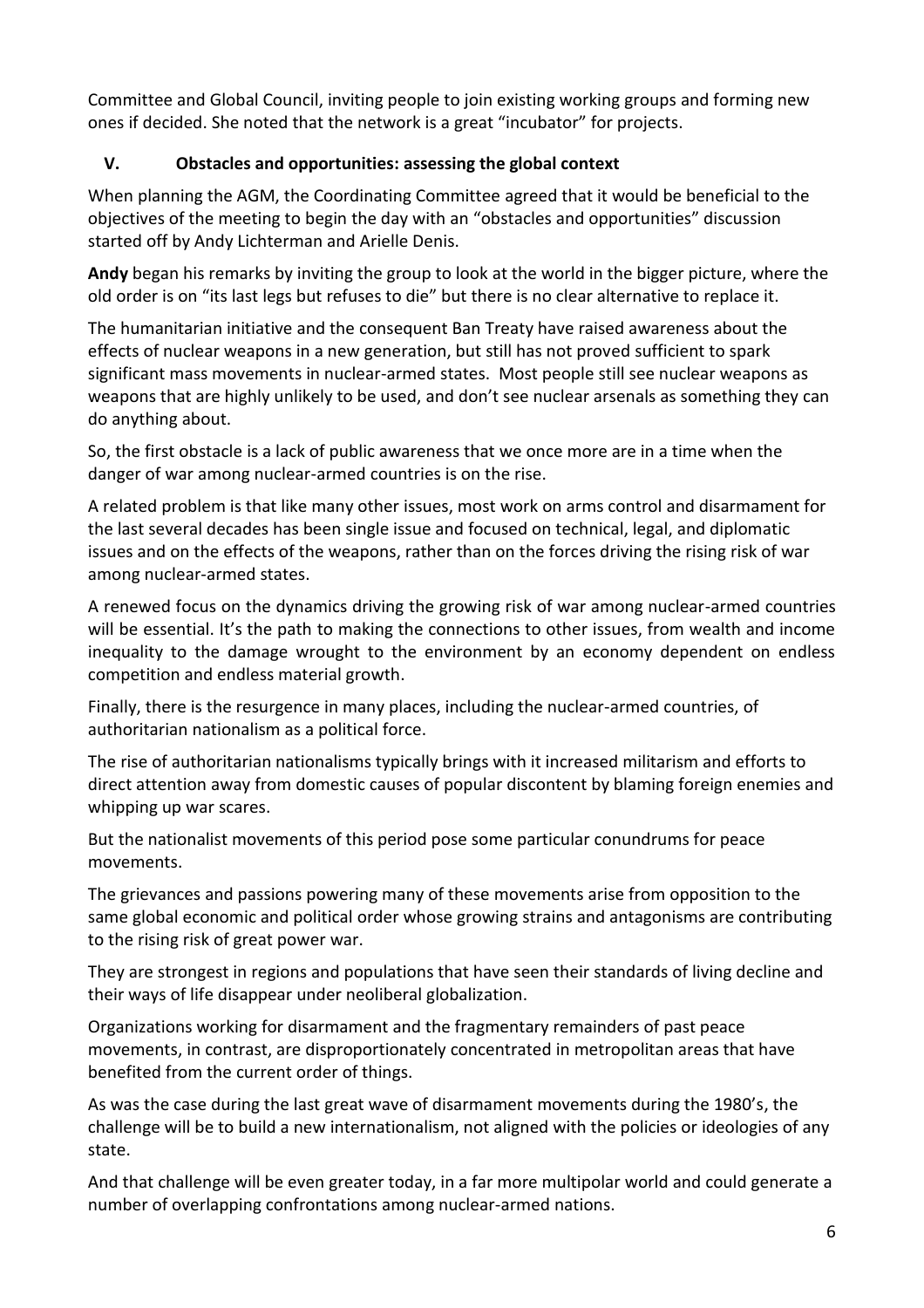Committee and Global Council, inviting people to join existing working groups and forming new ones if decided. She noted that the network is a great "incubator" for projects.

## V. Obstacles and opportunities: assessing the global context

When planning the AGM, the Coordinating Committee agreed that it would be beneficial to the objectives of the meeting to begin the day with an "obstacles and opportunities" discussion started off by Andy Lichterman and Arielle Denis.

**Andy** began his remarks by inviting the group to look at the world in the bigger picture, where the old order is on "its last legs but refuses to die" but there is no clear alternative to replace it.

The humanitarian initiative and the consequent Ban Treaty have raised awareness about the effects of nuclear weapons in a new generation, but still has not proved sufficient to spark significant mass movements in nuclear-armed states. Most people still see nuclear weapons as weapons that are highly unlikely to be used, and don't see nuclear arsenals as something they can do anything about.

So, the first obstacle is a lack of public awareness that we once more are in a time when the danger of war among nuclear-armed countries is on the rise.

A related problem is that like many other issues, most work on arms control and disarmament for the last several decades has been single issue and focused on technical, legal, and diplomatic issues and on the effects of the weapons, rather than on the forces driving the rising risk of war among nuclear-armed states.

A renewed focus on the dynamics driving the growing risk of war among nuclear-armed countries will be essential. It's the path to making the connections to other issues, from wealth and income inequality to the damage wrought to the environment by an economy dependent on endless competition and endless material growth.

Finally, there is the resurgence in many places, including the nuclear-armed countries, of authoritarian nationalism as a political force.

The rise of authoritarian nationalisms typically brings with it increased militarism and efforts to direct attention away from domestic causes of popular discontent by blaming foreign enemies and whipping up war scares.

But the nationalist movements of this period pose some particular conundrums for peace movements.

The grievances and passions powering many of these movements arise from opposition to the same global economic and political order whose growing strains and antagonisms are contributing to the rising risk of great power war.

They are strongest in regions and populations that have seen their standards of living decline and their ways of life disappear under neoliberal globalization.

Organizations working for disarmament and the fragmentary remainders of past peace movements, in contrast, are disproportionately concentrated in metropolitan areas that have benefited from the current order of things.

As was the case during the last great wave of disarmament movements during the 1980's, the challenge will be to build a new internationalism, not aligned with the policies or ideologies of any state.

And that challenge will be even greater today, in a far more multipolar world and could generate a number of overlapping confrontations among nuclear-armed nations.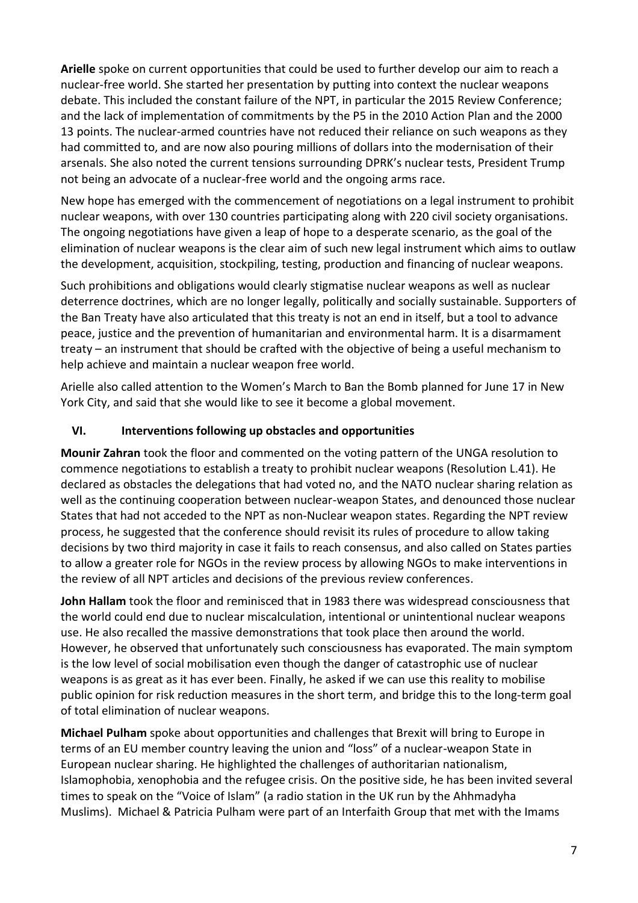**Arielle** spoke on current opportunities that could be used to further develop our aim to reach a nuclear-free world. She started her presentation by putting into context the nuclear weapons debate. This included the constant failure of the NPT, in particular the 2015 Review Conference; and the lack of implementation of commitments by the P5 in the 2010 Action Plan and the 2000 13 points. The nuclear-armed countries have not reduced their reliance on such weapons as they had committed to, and are now also pouring millions of dollars into the modernisation of their arsenals. She also noted the current tensions surrounding DPRK's nuclear tests, President Trump not being an advocate of a nuclear-free world and the ongoing arms race.

New hope has emerged with the commencement of negotiations on a legal instrument to prohibit nuclear weapons, with over 130 countries participating along with 220 civil society organisations. The ongoing negotiations have given a leap of hope to a desperate scenario, as the goal of the elimination of nuclear weapons is the clear aim of such new legal instrument which aims to outlaw the development, acquisition, stockpiling, testing, production and financing of nuclear weapons.

Such prohibitions and obligations would clearly stigmatise nuclear weapons as well as nuclear deterrence doctrines, which are no longer legally, politically and socially sustainable. Supporters of the Ban Treaty have also articulated that this treaty is not an end in itself, but a tool to advance peace, justice and the prevention of humanitarian and environmental harm. It is a disarmament treaty – an instrument that should be crafted with the objective of being a useful mechanism to help achieve and maintain a nuclear weapon free world.

Arielle also called attention to the Women's March to Ban the Bomb planned for June 17 in New York City, and said that she would like to see it become a global movement.

## VI. Interventions following up obstacles and opportunities

**Mounir Zahran** took the floor and commented on the voting pattern of the UNGA resolution to commence negotiations to establish a treaty to prohibit nuclear weapons (Resolution L.41). He declared as obstacles the delegations that had voted no, and the NATO nuclear sharing relation as well as the continuing cooperation between nuclear-weapon States, and denounced those nuclear States that had not acceded to the NPT as non-Nuclear weapon states. Regarding the NPT review process, he suggested that the conference should revisit its rules of procedure to allow taking decisions by two third majority in case it fails to reach consensus, and also called on States parties to allow a greater role for NGOs in the review process by allowing NGOs to make interventions in the review of all NPT articles and decisions of the previous review conferences.

**John Hallam** took the floor and reminisced that in 1983 there was widespread consciousness that the world could end due to nuclear miscalculation, intentional or unintentional nuclear weapons use. He also recalled the massive demonstrations that took place then around the world. However, he observed that unfortunately such consciousness has evaporated. The main symptom is the low level of social mobilisation even though the danger of catastrophic use of nuclear weapons is as great as it has ever been. Finally, he asked if we can use this reality to mobilise public opinion for risk reduction measures in the short term, and bridge this to the long-term goal of total elimination of nuclear weapons.

**Michael Pulham** spoke about opportunities and challenges that Brexit will bring to Europe in terms of an EU member country leaving the union and "loss" of a nuclear-weapon State in European nuclear sharing. He highlighted the challenges of authoritarian nationalism, Islamophobia, xenophobia and the refugee crisis. On the positive side, he has been invited several times to speak on the "Voice of Islam" (a radio station in the UK run by the Ahhmadyha Muslims). Michael & Patricia Pulham were part of an Interfaith Group that met with the Imams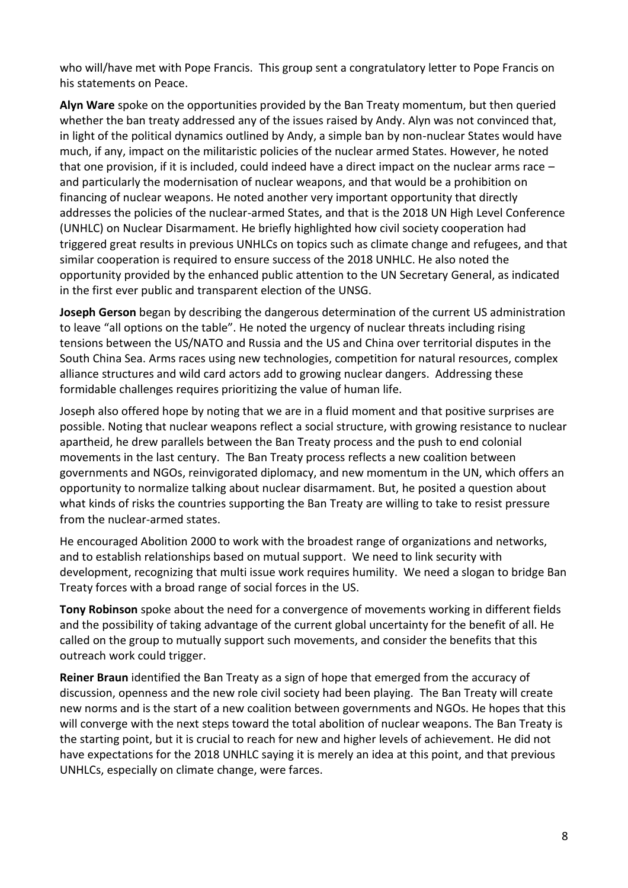who will/have met with Pope Francis. This group sent a congratulatory letter to Pope Francis on his statements on Peace.

**Alyn Ware** spoke on the opportunities provided by the Ban Treaty momentum, but then queried whether the ban treaty addressed any of the issues raised by Andy. Alyn was not convinced that, in light of the political dynamics outlined by Andy, a simple ban by non-nuclear States would have much, if any, impact on the militaristic policies of the nuclear armed States. However, he noted that one provision, if it is included, could indeed have a direct impact on the nuclear arms race – and particularly the modernisation of nuclear weapons, and that would be a prohibition on financing of nuclear weapons. He noted another very important opportunity that directly addresses the policies of the nuclear-armed States, and that is the 2018 UN High Level Conference (UNHLC) on Nuclear Disarmament. He briefly highlighted how civil society cooperation had triggered great results in previous UNHLCs on topics such as climate change and refugees, and that similar cooperation is required to ensure success of the 2018 UNHLC. He also noted the opportunity provided by the enhanced public attention to the UN Secretary General, as indicated in the first ever public and transparent election of the UNSG.

**Joseph Gerson** began by describing the dangerous determination of the current US administration to leave "all options on the table". He noted the urgency of nuclear threats including rising tensions between the US/NATO and Russia and the US and China over territorial disputes in the South China Sea. Arms races using new technologies, competition for natural resources, complex alliance structures and wild card actors add to growing nuclear dangers. Addressing these formidable challenges requires prioritizing the value of human life.

Joseph also offered hope by noting that we are in a fluid moment and that positive surprises are possible. Noting that nuclear weapons reflect a social structure, with growing resistance to nuclear apartheid, he drew parallels between the Ban Treaty process and the push to end colonial movements in the last century. The Ban Treaty process reflects a new coalition between governments and NGOs, reinvigorated diplomacy, and new momentum in the UN, which offers an opportunity to normalize talking about nuclear disarmament. But, he posited a question about what kinds of risks the countries supporting the Ban Treaty are willing to take to resist pressure from the nuclear-armed states.

He encouraged Abolition 2000 to work with the broadest range of organizations and networks, and to establish relationships based on mutual support. We need to link security with development, recognizing that multi issue work requires humility. We need a slogan to bridge Ban Treaty forces with a broad range of social forces in the US.

**Tony Robinson** spoke about the need for a convergence of movements working in different fields and the possibility of taking advantage of the current global uncertainty for the benefit of all. He called on the group to mutually support such movements, and consider the benefits that this outreach work could trigger.

**Reiner Braun** identified the Ban Treaty as a sign of hope that emerged from the accuracy of discussion, openness and the new role civil society had been playing. The Ban Treaty will create new norms and is the start of a new coalition between governments and NGOs. He hopes that this will converge with the next steps toward the total abolition of nuclear weapons. The Ban Treaty is the starting point, but it is crucial to reach for new and higher levels of achievement. He did not have expectations for the 2018 UNHLC saying it is merely an idea at this point, and that previous UNHLCs, especially on climate change, were farces.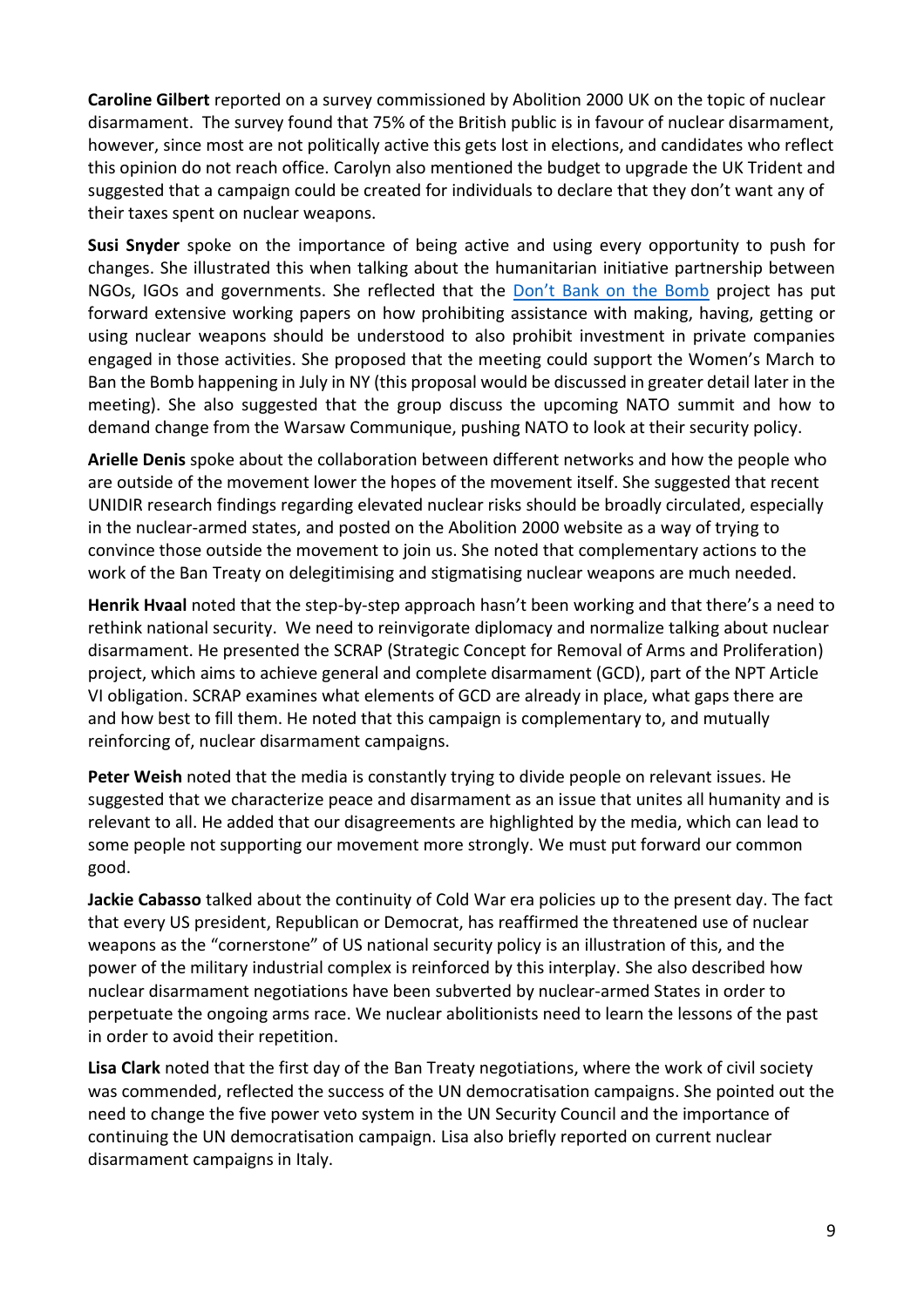**Caroline Gilbert** reported on a survey commissioned by Abolition 2000 UK on the topic of nuclear disarmament. The survey found that 75% of the British public is in favour of nuclear disarmament, however, since most are not politically active this gets lost in elections, and candidates who reflect this opinion do not reach office. Carolyn also mentioned the budget to upgrade the UK Trident and suggested that a campaign could be created for individuals to declare that they don't want any of their taxes spent on nuclear weapons.

**Susi Snyder** spoke on the importance of being active and using every opportunity to push for changes. She illustrated this when talking about the humanitarian initiative partnership between NGOs, IGOs and governments. She reflected that the Don't Bank on the Bomb project has put forward extensive working papers on how prohibiting assistance with making, having, getting or using nuclear weapons should be understood to also prohibit investment in private companies engaged in those activities. She proposed that the meeting could support the Women's March to Ban the Bomb happening in July in NY (this proposal would be discussed in greater detail later in the meeting). She also suggested that the group discuss the upcoming NATO summit and how to demand change from the Warsaw Communique, pushing NATO to look at their security policy.

**Arielle Denis** spoke about the collaboration between different networks and how the people who are outside of the movement lower the hopes of the movement itself. She suggested that recent UNIDIR research findings regarding elevated nuclear risks should be broadly circulated, especially in the nuclear-armed states, and posted on the Abolition 2000 website as a way of trying to convince those outside the movement to join us. She noted that complementary actions to the work of the Ban Treaty on delegitimising and stigmatising nuclear weapons are much needed.

**Henrik Hvaal** noted that the step-by-step approach hasn't been working and that there's a need to rethink national security. We need to reinvigorate diplomacy and normalize talking about nuclear disarmament. He presented the SCRAP (Strategic Concept for Removal of Arms and Proliferation) project, which aims to achieve general and complete disarmament (GCD), part of the NPT Article VI obligation. SCRAP examines what elements of GCD are already in place, what gaps there are and how best to fill them. He noted that this campaign is complementary to, and mutually reinforcing of, nuclear disarmament campaigns.

**Peter Weish** noted that the media is constantly trying to divide people on relevant issues. He suggested that we characterize peace and disarmament as an issue that unites all humanity and is relevant to all. He added that our disagreements are highlighted by the media, which can lead to some people not supporting our movement more strongly. We must put forward our common good.

**Jackie Cabasso** talked about the continuity of Cold War era policies up to the present day. The fact that every US president, Republican or Democrat, has reaffirmed the threatened use of nuclear weapons as the "cornerstone" of US national security policy is an illustration of this, and the power of the military industrial complex is reinforced by this interplay. She also described how nuclear disarmament negotiations have been subverted by nuclear-armed States in order to perpetuate the ongoing arms race. We nuclear abolitionists need to learn the lessons of the past in order to avoid their repetition.

**Lisa Clark** noted that the first day of the Ban Treaty negotiations, where the work of civil society was commended, reflected the success of the UN democratisation campaigns. She pointed out the need to change the five power veto system in the UN Security Council and the importance of continuing the UN democratisation campaign. Lisa also briefly reported on current nuclear disarmament campaigns in Italy.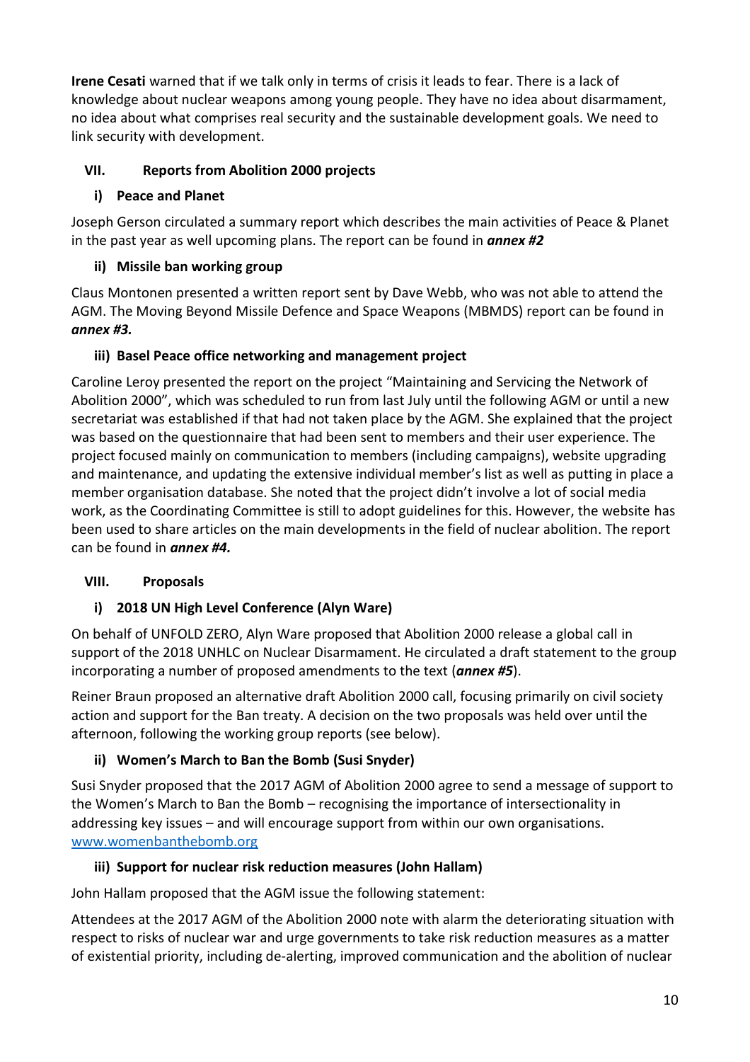**Irene Cesati** warned that if we talk only in terms of crisis it leads to fear. There is a lack of knowledge about nuclear weapons among young people. They have no idea about disarmament, no idea about what comprises real security and the sustainable development goals. We need to link security with development.

## VII. Reports from Abolition 2000 projects

### i) Peace and Planet

Joseph Gerson circulated a summary report which describes the main activities of Peace & Planet in the past year as well upcoming plans. The report can be found in ***annex #2***

### ii) Missile ban working group

Claus Montonen presented a written report sent by Dave Webb, who was not able to attend the AGM. The Moving Beyond Missile Defence and Space Weapons (MBMDS) report can be found in ***annex #3.***

### iii) Basel Peace office networking and management project

Caroline Leroy presented the report on the project "Maintaining and Servicing the Network of Abolition 2000", which was scheduled to run from last July until the following AGM or until a new secretariat was established if that had not taken place by the AGM. She explained that the project was based on the questionnaire that had been sent to members and their user experience. The project focused mainly on communication to members (including campaigns), website upgrading and maintenance, and updating the extensive individual member's list as well as putting in place a member organisation database. She noted that the project didn't involve a lot of social media work, as the Coordinating Committee is still to adopt guidelines for this. However, the website has been used to share articles on the main developments in the field of nuclear abolition. The report can be found in ***annex #4.***

## VIII. Proposals

### i) 2018 UN High Level Conference (Alyn Ware)

On behalf of UNFOLD ZERO, Alyn Ware proposed that Abolition 2000 release a global call in support of the 2018 UNHLC on Nuclear Disarmament. He circulated a draft statement to the group incorporating a number of proposed amendments to the text (***annex #5***).

Reiner Braun proposed an alternative draft Abolition 2000 call, focusing primarily on civil society action and support for the Ban treaty. A decision on the two proposals was held over until the afternoon, following the working group reports (see below).

### ii) Women's March to Ban the Bomb (Susi Snyder)

Susi Snyder proposed that the 2017 AGM of Abolition 2000 agree to send a message of support to the Women's March to Ban the Bomb – recognising the importance of intersectionality in addressing key issues – and will encourage support from within our own organisations. [www.womenbanthebomb.org](www.womenbanthebomb.org)

### iii) Support for nuclear risk reduction measures (John Hallam)

John Hallam proposed that the AGM issue the following statement:

Attendees at the 2017 AGM of the Abolition 2000 note with alarm the deteriorating situation with respect to risks of nuclear war and urge governments to take risk reduction measures as a matter of existential priority, including de-alerting, improved communication and the abolition of nuclear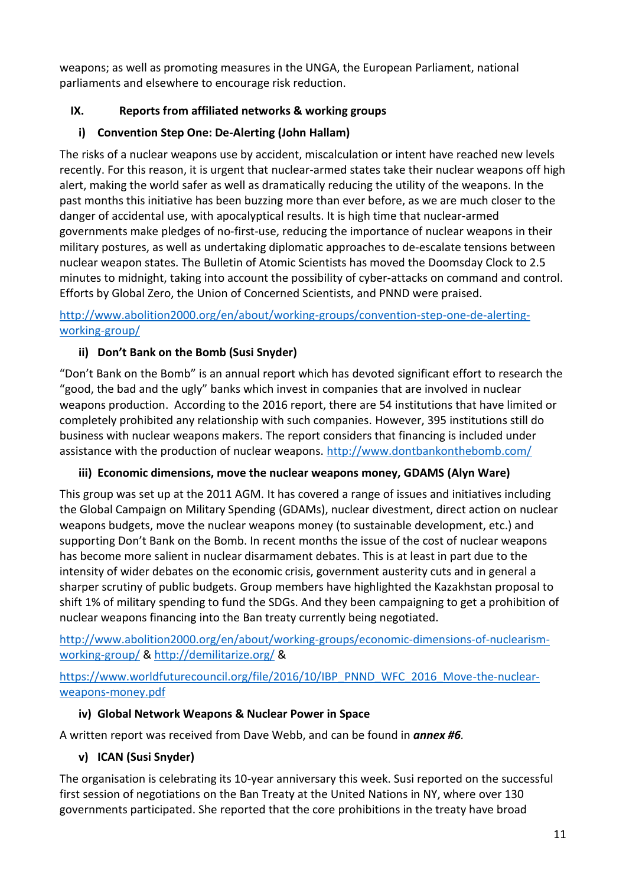weapons; as well as promoting measures in the UNGA, the European Parliament, national parliaments and elsewhere to encourage risk reduction.

## IX. Reports from affiliated networks & working groups

### i) Convention Step One: De-Alerting (John Hallam)

The risks of a nuclear weapons use by accident, miscalculation or intent have reached new levels recently. For this reason, it is urgent that nuclear-armed states take their nuclear weapons off high alert, making the world safer as well as dramatically reducing the utility of the weapons. In the past months this initiative has been buzzing more than ever before, as we are much closer to the danger of accidental use, with apocalyptical results. It is high time that nuclear-armed governments make pledges of no-first-use, reducing the importance of nuclear weapons in their military postures, as well as undertaking diplomatic approaches to de-escalate tensions between nuclear weapon states. The Bulletin of Atomic Scientists has moved the Doomsday Clock to 2.5 minutes to midnight, taking into account the possibility of cyber-attacks on command and control. Efforts by Global Zero, the Union of Concerned Scientists, and PNND were praised.

http://www.abolition2000.org/en/about/working-groups/convention-step-one-de-alerting-working-group/

### ii) Don't Bank on the Bomb (Susi Snyder)

"Don't Bank on the Bomb" is an annual report which has devoted significant effort to research the "good, the bad and the ugly" banks which invest in companies that are involved in nuclear weapons production. According to the 2016 report, there are 54 institutions that have limited or completely prohibited any relationship with such companies. However, 395 institutions still do business with nuclear weapons makers. The report considers that financing is included under assistance with the production of nuclear weapons. http://www.dontbankonthebomb.com/

### iii) Economic dimensions, move the nuclear weapons money, GDAMS (Alyn Ware)

This group was set up at the 2011 AGM. It has covered a range of issues and initiatives including the Global Campaign on Military Spending (GDAMs), nuclear divestment, direct action on nuclear weapons budgets, move the nuclear weapons money (to sustainable development, etc.) and supporting Don't Bank on the Bomb. In recent months the issue of the cost of nuclear weapons has become more salient in nuclear disarmament debates. This is at least in part due to the intensity of wider debates on the economic crisis, government austerity cuts and in general a sharper scrutiny of public budgets. Group members have highlighted the Kazakhstan proposal to shift 1% of military spending to fund the SDGs. And they been campaigning to get a prohibition of nuclear weapons financing into the Ban treaty currently being negotiated.

http://www.abolition2000.org/en/about/working-groups/economic-dimensions-of-nuclearism-working-group/ & http://demilitarize.org/ &

https://www.worldfuturecouncil.org/file/2016/10/IBP_PNND_WFC_2016_Move-the-nuclear-weapons-money.pdf

### iv) Global Network Weapons & Nuclear Power in Space

A written report was received from Dave Webb, and can be found in ***annex #6***.

### v) ICAN (Susi Snyder)

The organisation is celebrating its 10-year anniversary this week. Susi reported on the successful first session of negotiations on the Ban Treaty at the United Nations in NY, where over 130 governments participated. She reported that the core prohibitions in the treaty have broad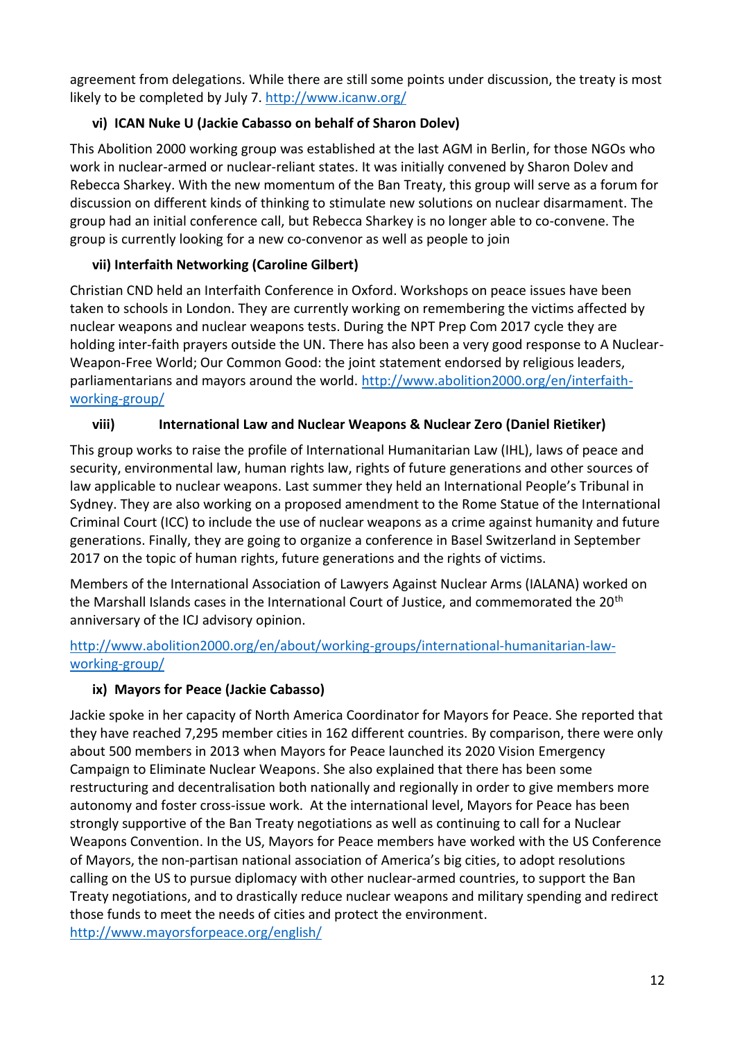agreement from delegations. While there are still some points under discussion, the treaty is most likely to be completed by July 7. http://www.icanw.org/

### vi) ICAN Nuke U (Jackie Cabasso on behalf of Sharon Dolev)

This Abolition 2000 working group was established at the last AGM in Berlin, for those NGOs who work in nuclear-armed or nuclear-reliant states. It was initially convened by Sharon Dolev and Rebecca Sharkey. With the new momentum of the Ban Treaty, this group will serve as a forum for discussion on different kinds of thinking to stimulate new solutions on nuclear disarmament. The group had an initial conference call, but Rebecca Sharkey is no longer able to co-convene. The group is currently looking for a new co-convenor as well as people to join

### vii) Interfaith Networking (Caroline Gilbert)

Christian CND held an Interfaith Conference in Oxford. Workshops on peace issues have been taken to schools in London. They are currently working on remembering the victims affected by nuclear weapons and nuclear weapons tests. During the NPT Prep Com 2017 cycle they are holding inter-faith prayers outside the UN. There has also been a very good response to A Nuclear-Weapon-Free World; Our Common Good: the joint statement endorsed by religious leaders, parliamentarians and mayors around the world. http://www.abolition2000.org/en/interfaith-working-group/

### viii) International Law and Nuclear Weapons & Nuclear Zero (Daniel Rietiker)

This group works to raise the profile of International Humanitarian Law (IHL), laws of peace and security, environmental law, human rights law, rights of future generations and other sources of law applicable to nuclear weapons. Last summer they held an International People's Tribunal in Sydney. They are also working on a proposed amendment to the Rome Statue of the International Criminal Court (ICC) to include the use of nuclear weapons as a crime against humanity and future generations. Finally, they are going to organize a conference in Basel Switzerland in September 2017 on the topic of human rights, future generations and the rights of victims.

Members of the International Association of Lawyers Against Nuclear Arms (IALANA) worked on the Marshall Islands cases in the International Court of Justice, and commemorated the 20th anniversary of the ICJ advisory opinion.

http://www.abolition2000.org/en/about/working-groups/international-humanitarian-law-working-group/

### ix) Mayors for Peace (Jackie Cabasso)

Jackie spoke in her capacity of North America Coordinator for Mayors for Peace. She reported that they have reached 7,295 member cities in 162 different countries. By comparison, there were only about 500 members in 2013 when Mayors for Peace launched its 2020 Vision Emergency Campaign to Eliminate Nuclear Weapons. She also explained that there has been some restructuring and decentralisation both nationally and regionally in order to give members more autonomy and foster cross-issue work. At the international level, Mayors for Peace has been strongly supportive of the Ban Treaty negotiations as well as continuing to call for a Nuclear Weapons Convention. In the US, Mayors for Peace members have worked with the US Conference of Mayors, the non-partisan national association of America's big cities, to adopt resolutions calling on the US to pursue diplomacy with other nuclear-armed countries, to support the Ban Treaty negotiations, and to drastically reduce nuclear weapons and military spending and redirect those funds to meet the needs of cities and protect the environment.
http://www.mayorsforpeace.org/english/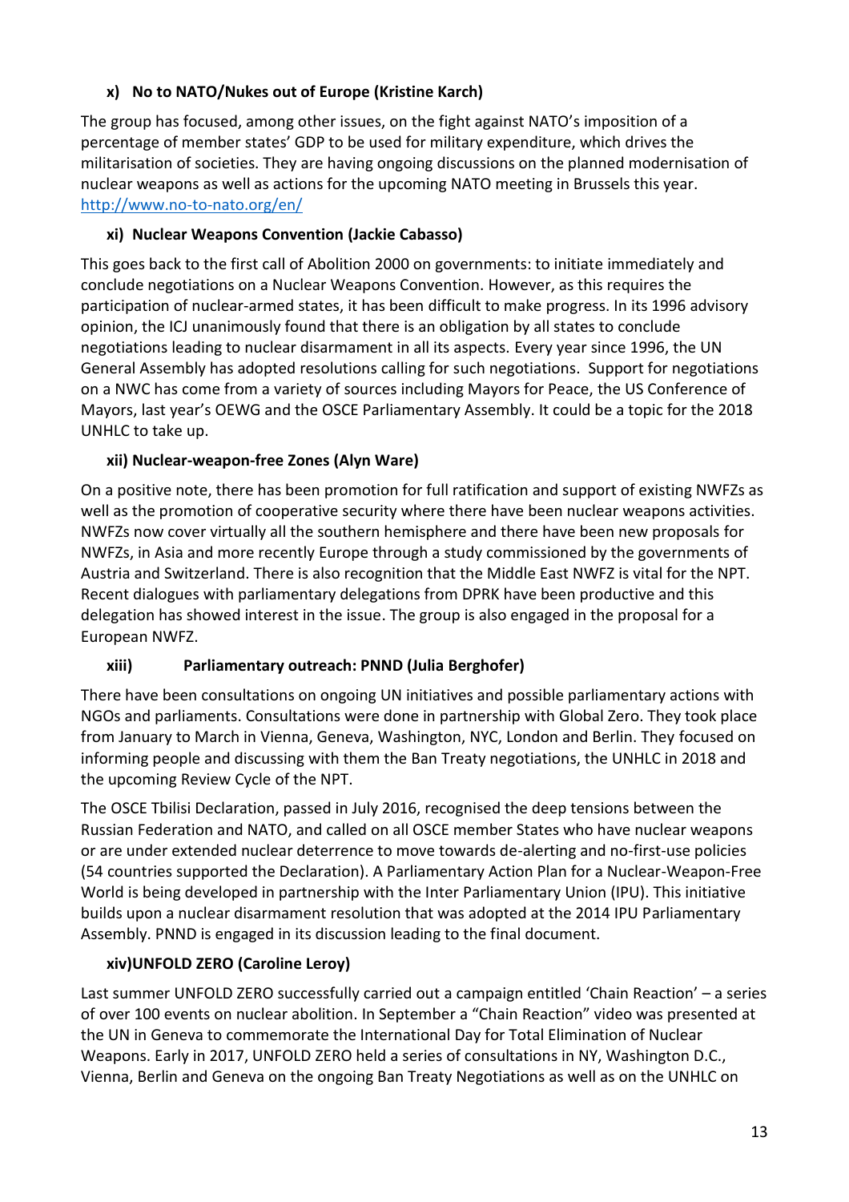### x) No to NATO/Nukes out of Europe (Kristine Karch)

The group has focused, among other issues, on the fight against NATO's imposition of a percentage of member states' GDP to be used for military expenditure, which drives the militarisation of societies. They are having ongoing discussions on the planned modernisation of nuclear weapons as well as actions for the upcoming NATO meeting in Brussels this year. http://www.no-to-nato.org/en/

### xi) Nuclear Weapons Convention (Jackie Cabasso)

This goes back to the first call of Abolition 2000 on governments: to initiate immediately and conclude negotiations on a Nuclear Weapons Convention. However, as this requires the participation of nuclear-armed states, it has been difficult to make progress. In its 1996 advisory opinion, the ICJ unanimously found that there is an obligation by all states to conclude negotiations leading to nuclear disarmament in all its aspects. Every year since 1996, the UN General Assembly has adopted resolutions calling for such negotiations. Support for negotiations on a NWC has come from a variety of sources including Mayors for Peace, the US Conference of Mayors, last year's OEWG and the OSCE Parliamentary Assembly. It could be a topic for the 2018 UNHLC to take up.

### xii) Nuclear-weapon-free Zones (Alyn Ware)

On a positive note, there has been promotion for full ratification and support of existing NWFZs as well as the promotion of cooperative security where there have been nuclear weapons activities. NWFZs now cover virtually all the southern hemisphere and there have been new proposals for NWFZs, in Asia and more recently Europe through a study commissioned by the governments of Austria and Switzerland. There is also recognition that the Middle East NWFZ is vital for the NPT. Recent dialogues with parliamentary delegations from DPRK have been productive and this delegation has showed interest in the issue. The group is also engaged in the proposal for a European NWFZ.

### xiii) Parliamentary outreach: PNND (Julia Berghofer)

There have been consultations on ongoing UN initiatives and possible parliamentary actions with NGOs and parliaments. Consultations were done in partnership with Global Zero. They took place from January to March in Vienna, Geneva, Washington, NYC, London and Berlin. They focused on informing people and discussing with them the Ban Treaty negotiations, the UNHLC in 2018 and the upcoming Review Cycle of the NPT.

The OSCE Tbilisi Declaration, passed in July 2016, recognised the deep tensions between the Russian Federation and NATO, and called on all OSCE member States who have nuclear weapons or are under extended nuclear deterrence to move towards de-alerting and no-first-use policies (54 countries supported the Declaration). A Parliamentary Action Plan for a Nuclear-Weapon-Free World is being developed in partnership with the Inter Parliamentary Union (IPU). This initiative builds upon a nuclear disarmament resolution that was adopted at the 2014 IPU Parliamentary Assembly. PNND is engaged in its discussion leading to the final document.

### xiv) UNFOLD ZERO (Caroline Leroy)

Last summer UNFOLD ZERO successfully carried out a campaign entitled 'Chain Reaction' – a series of over 100 events on nuclear abolition. In September a "Chain Reaction" video was presented at the UN in Geneva to commemorate the International Day for Total Elimination of Nuclear Weapons. Early in 2017, UNFOLD ZERO held a series of consultations in NY, Washington D.C., Vienna, Berlin and Geneva on the ongoing Ban Treaty Negotiations as well as on the UNHLC on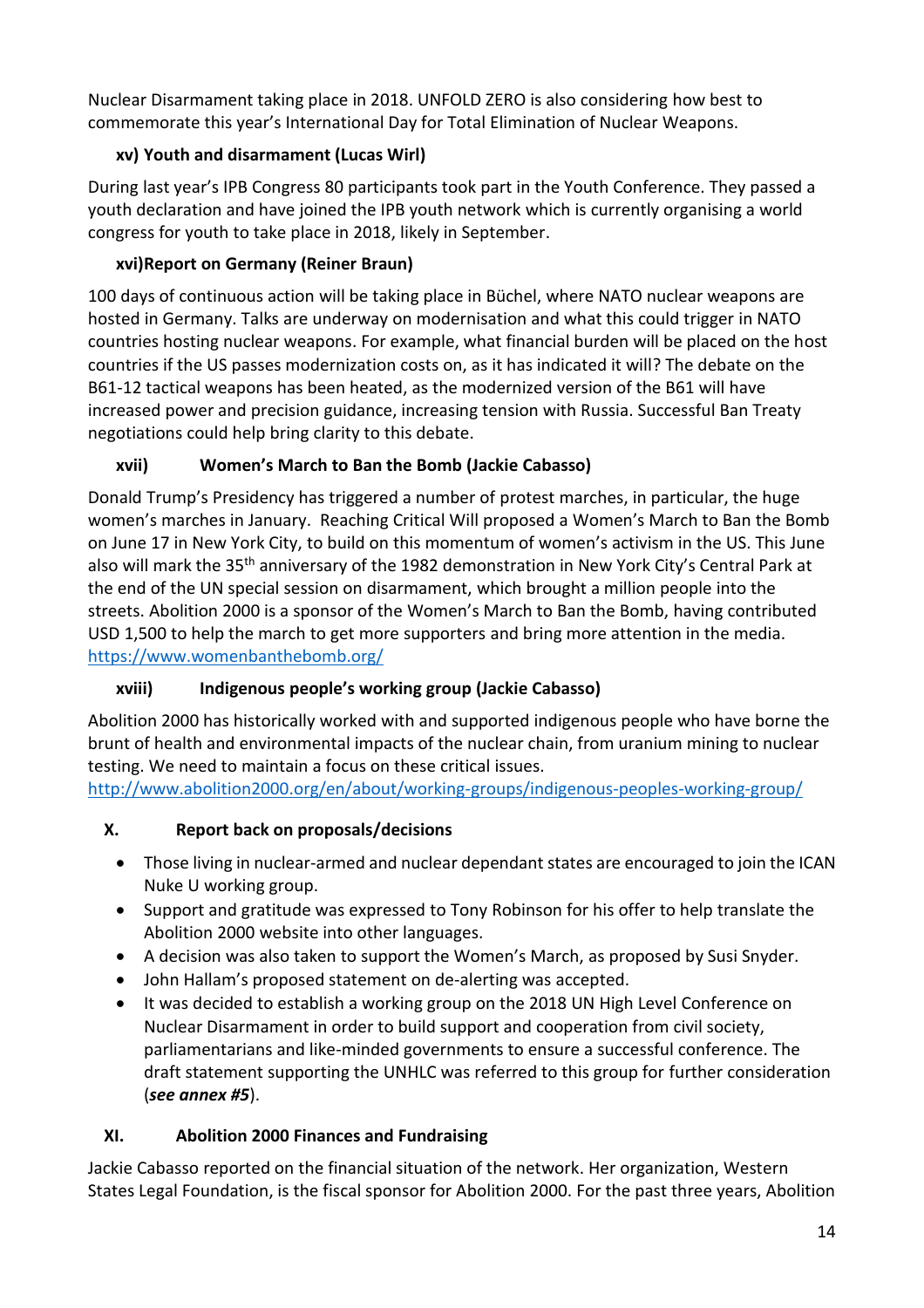Nuclear Disarmament taking place in 2018. UNFOLD ZERO is also considering how best to commemorate this year's International Day for Total Elimination of Nuclear Weapons.

**xv) Youth and disarmament (Lucas Wirl)**

During last year's IPB Congress 80 participants took part in the Youth Conference. They passed a youth declaration and have joined the IPB youth network which is currently organising a world congress for youth to take place in 2018, likely in September.

**xvi)Report on Germany (Reiner Braun)**

100 days of continuous action will be taking place in Büchel, where NATO nuclear weapons are hosted in Germany. Talks are underway on modernisation and what this could trigger in NATO countries hosting nuclear weapons. For example, what financial burden will be placed on the host countries if the US passes modernization costs on, as it has indicated it will? The debate on the B61-12 tactical weapons has been heated, as the modernized version of the B61 will have increased power and precision guidance, increasing tension with Russia. Successful Ban Treaty negotiations could help bring clarity to this debate.

**xvii) Women's March to Ban the Bomb (Jackie Cabasso)**

Donald Trump's Presidency has triggered a number of protest marches, in particular, the huge women's marches in January. Reaching Critical Will proposed a Women's March to Ban the Bomb on June 17 in New York City, to build on this momentum of women's activism in the US. This June also will mark the 35th anniversary of the 1982 demonstration in New York City's Central Park at the end of the UN special session on disarmament, which brought a million people into the streets. Abolition 2000 is a sponsor of the Women's March to Ban the Bomb, having contributed USD 1,500 to help the march to get more supporters and bring more attention in the media. https://www.womenbanthebomb.org/

**xviii) Indigenous people's working group (Jackie Cabasso)**

Abolition 2000 has historically worked with and supported indigenous people who have borne the brunt of health and environmental impacts of the nuclear chain, from uranium mining to nuclear testing. We need to maintain a focus on these critical issues. http://www.abolition2000.org/en/about/working-groups/indigenous-peoples-working-group/

## X. Report back on proposals/decisions

- Those living in nuclear-armed and nuclear dependant states are encouraged to join the ICAN Nuke U working group.
- Support and gratitude was expressed to Tony Robinson for his offer to help translate the Abolition 2000 website into other languages.
- A decision was also taken to support the Women's March, as proposed by Susi Snyder.
- John Hallam's proposed statement on de-alerting was accepted.
- It was decided to establish a working group on the 2018 UN High Level Conference on Nuclear Disarmament in order to build support and cooperation from civil society, parliamentarians and like-minded governments to ensure a successful conference. The draft statement supporting the UNHLC was referred to this group for further consideration (***see annex #5***).

## XI. Abolition 2000 Finances and Fundraising

Jackie Cabasso reported on the financial situation of the network. Her organization, Western States Legal Foundation, is the fiscal sponsor for Abolition 2000. For the past three years, Abolition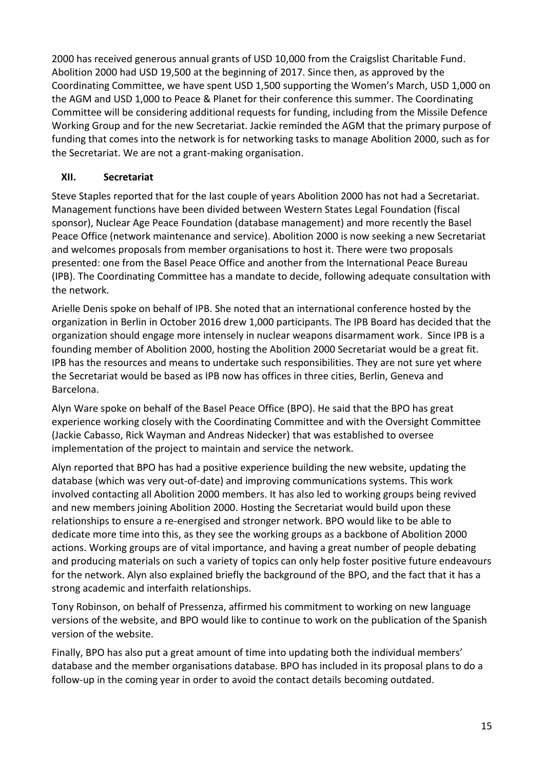2000 has received generous annual grants of USD 10,000 from the Craigslist Charitable Fund. Abolition 2000 had USD 19,500 at the beginning of 2017. Since then, as approved by the Coordinating Committee, we have spent USD 1,500 supporting the Women's March, USD 1,000 on the AGM and USD 1,000 to Peace & Planet for their conference this summer. The Coordinating Committee will be considering additional requests for funding, including from the Missile Defence Working Group and for the new Secretariat. Jackie reminded the AGM that the primary purpose of funding that comes into the network is for networking tasks to manage Abolition 2000, such as for the Secretariat. We are not a grant-making organisation.

## XII. Secretariat

Steve Staples reported that for the last couple of years Abolition 2000 has not had a Secretariat. Management functions have been divided between Western States Legal Foundation (fiscal sponsor), Nuclear Age Peace Foundation (database management) and more recently the Basel Peace Office (network maintenance and service). Abolition 2000 is now seeking a new Secretariat and welcomes proposals from member organisations to host it. There were two proposals presented: one from the Basel Peace Office and another from the International Peace Bureau (IPB). The Coordinating Committee has a mandate to decide, following adequate consultation with the network.

Arielle Denis spoke on behalf of IPB. She noted that an international conference hosted by the organization in Berlin in October 2016 drew 1,000 participants. The IPB Board has decided that the organization should engage more intensely in nuclear weapons disarmament work. Since IPB is a founding member of Abolition 2000, hosting the Abolition 2000 Secretariat would be a great fit. IPB has the resources and means to undertake such responsibilities. They are not sure yet where the Secretariat would be based as IPB now has offices in three cities, Berlin, Geneva and Barcelona.

Alyn Ware spoke on behalf of the Basel Peace Office (BPO). He said that the BPO has great experience working closely with the Coordinating Committee and with the Oversight Committee (Jackie Cabasso, Rick Wayman and Andreas Nidecker) that was established to oversee implementation of the project to maintain and service the network.

Alyn reported that BPO has had a positive experience building the new website, updating the database (which was very out-of-date) and improving communications systems. This work involved contacting all Abolition 2000 members. It has also led to working groups being revived and new members joining Abolition 2000. Hosting the Secretariat would build upon these relationships to ensure a re-energised and stronger network. BPO would like to be able to dedicate more time into this, as they see the working groups as a backbone of Abolition 2000 actions. Working groups are of vital importance, and having a great number of people debating and producing materials on such a variety of topics can only help foster positive future endeavours for the network. Alyn also explained briefly the background of the BPO, and the fact that it has a strong academic and interfaith relationships.

Tony Robinson, on behalf of Pressenza, affirmed his commitment to working on new language versions of the website, and BPO would like to continue to work on the publication of the Spanish version of the website.

Finally, BPO has also put a great amount of time into updating both the individual members' database and the member organisations database. BPO has included in its proposal plans to do a follow-up in the coming year in order to avoid the contact details becoming outdated.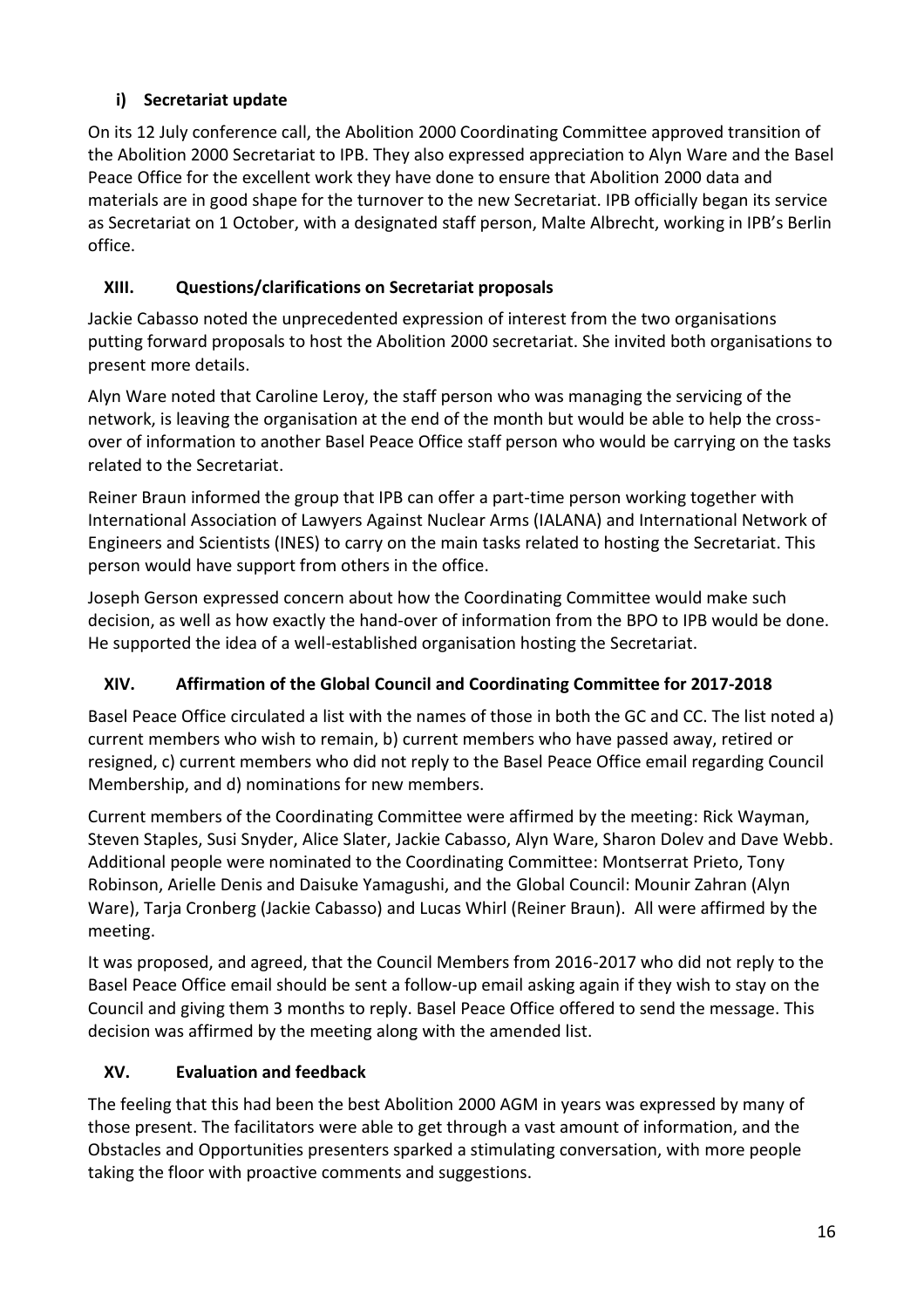#### i) Secretariat update

On its 12 July conference call, the Abolition 2000 Coordinating Committee approved transition of the Abolition 2000 Secretariat to IPB. They also expressed appreciation to Alyn Ware and the Basel Peace Office for the excellent work they have done to ensure that Abolition 2000 data and materials are in good shape for the turnover to the new Secretariat. IPB officially began its service as Secretariat on 1 October, with a designated staff person, Malte Albrecht, working in IPB's Berlin office.

### XIII. Questions/clarifications on Secretariat proposals

Jackie Cabasso noted the unprecedented expression of interest from the two organisations putting forward proposals to host the Abolition 2000 secretariat. She invited both organisations to present more details.

Alyn Ware noted that Caroline Leroy, the staff person who was managing the servicing of the network, is leaving the organisation at the end of the month but would be able to help the cross-over of information to another Basel Peace Office staff person who would be carrying on the tasks related to the Secretariat.

Reiner Braun informed the group that IPB can offer a part-time person working together with International Association of Lawyers Against Nuclear Arms (IALANA) and International Network of Engineers and Scientists (INES) to carry on the main tasks related to hosting the Secretariat. This person would have support from others in the office.

Joseph Gerson expressed concern about how the Coordinating Committee would make such decision, as well as how exactly the hand-over of information from the BPO to IPB would be done. He supported the idea of a well-established organisation hosting the Secretariat.

### XIV. Affirmation of the Global Council and Coordinating Committee for 2017-2018

Basel Peace Office circulated a list with the names of those in both the GC and CC. The list noted a) current members who wish to remain, b) current members who have passed away, retired or resigned, c) current members who did not reply to the Basel Peace Office email regarding Council Membership, and d) nominations for new members.

Current members of the Coordinating Committee were affirmed by the meeting: Rick Wayman, Steven Staples, Susi Snyder, Alice Slater, Jackie Cabasso, Alyn Ware, Sharon Dolev and Dave Webb. Additional people were nominated to the Coordinating Committee: Montserrat Prieto, Tony Robinson, Arielle Denis and Daisuke Yamagushi, and the Global Council: Mounir Zahran (Alyn Ware), Tarja Cronberg (Jackie Cabasso) and Lucas Whirl (Reiner Braun). All were affirmed by the meeting.

It was proposed, and agreed, that the Council Members from 2016-2017 who did not reply to the Basel Peace Office email should be sent a follow-up email asking again if they wish to stay on the Council and giving them 3 months to reply. Basel Peace Office offered to send the message. This decision was affirmed by the meeting along with the amended list.

### XV. Evaluation and feedback

The feeling that this had been the best Abolition 2000 AGM in years was expressed by many of those present. The facilitators were able to get through a vast amount of information, and the Obstacles and Opportunities presenters sparked a stimulating conversation, with more people taking the floor with proactive comments and suggestions.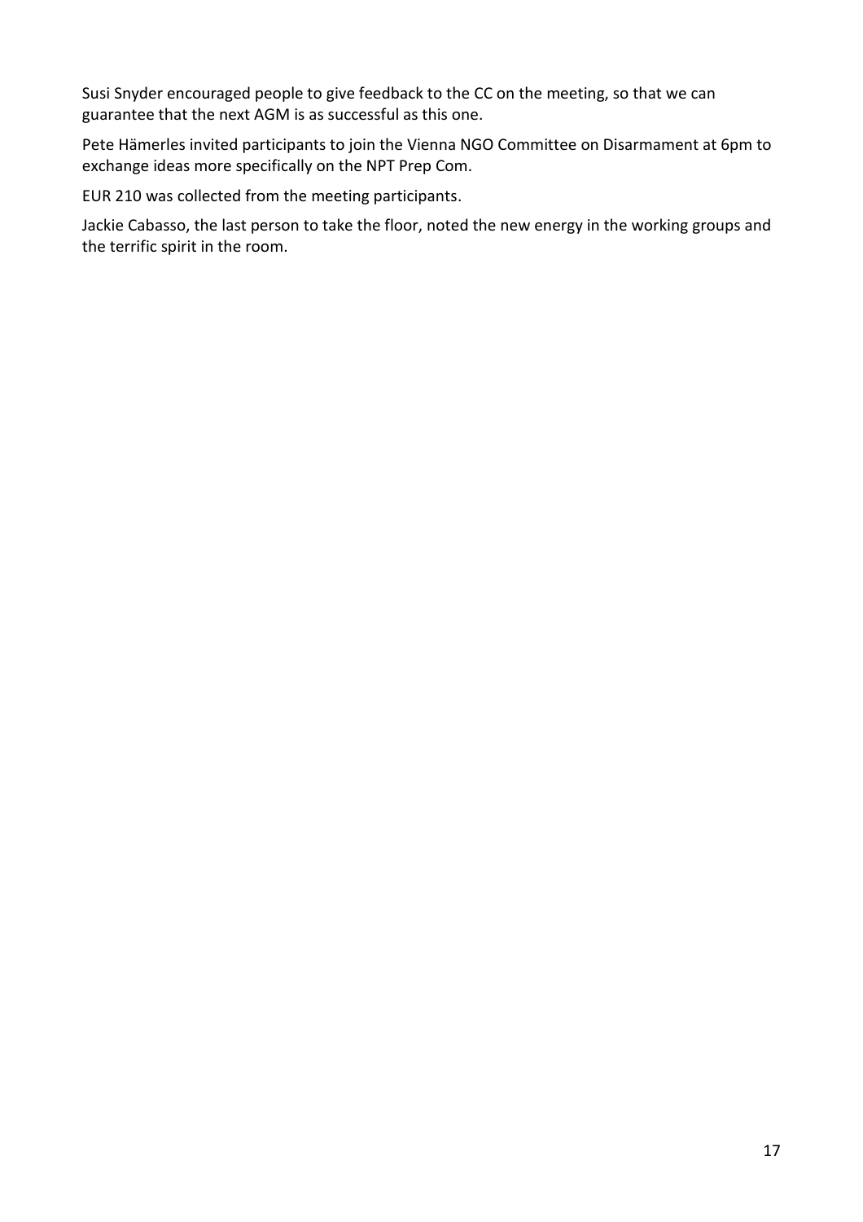Susi Snyder encouraged people to give feedback to the CC on the meeting, so that we can guarantee that the next AGM is as successful as this one.

Pete Hämerles invited participants to join the Vienna NGO Committee on Disarmament at 6pm to exchange ideas more specifically on the NPT Prep Com.

EUR 210 was collected from the meeting participants.

Jackie Cabasso, the last person to take the floor, noted the new energy in the working groups and the terrific spirit in the room.